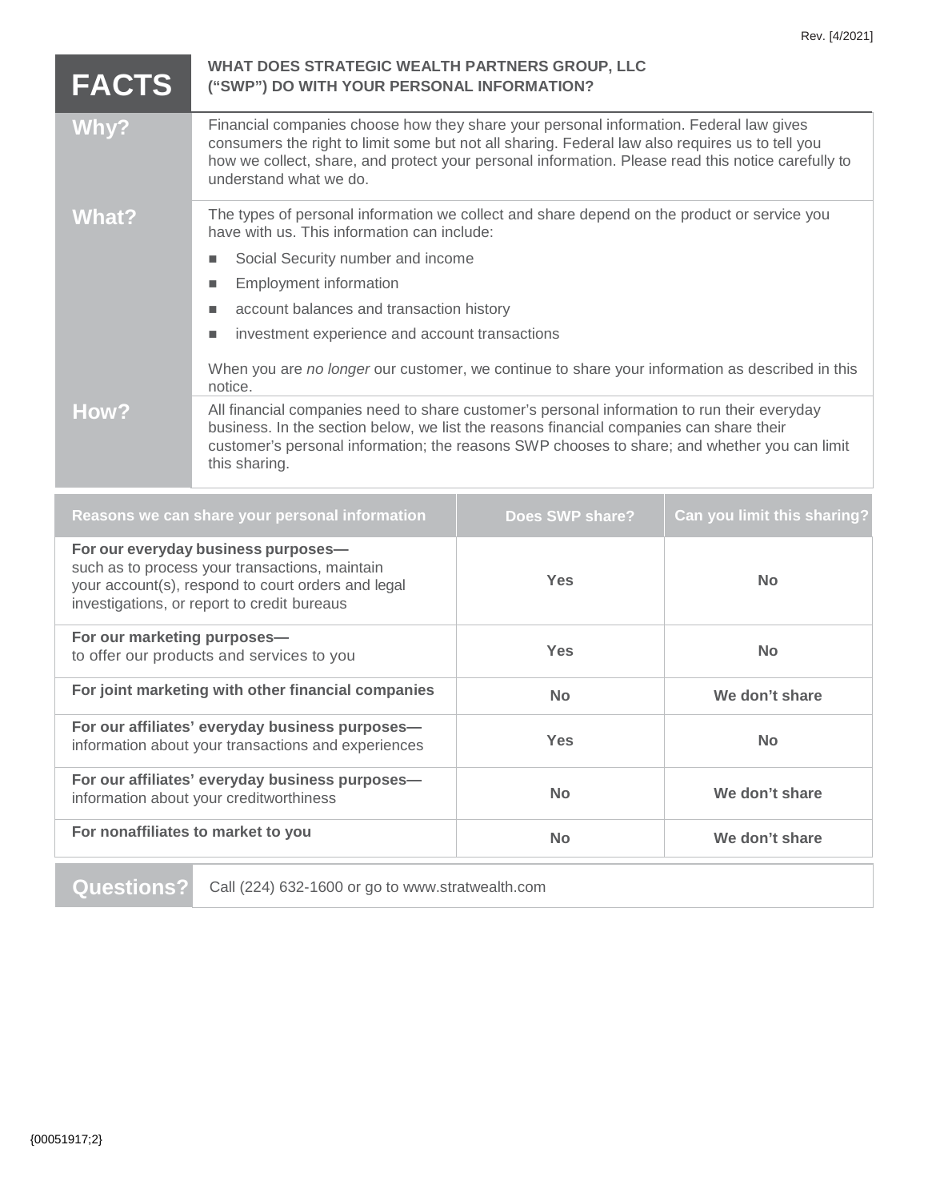Rev. [4/2021]

# FACTS — WHAT DOES STRATEGIC WEALTH PARTNERS GROUP, LLC ("SWP") DO WITH YOUR PERSONAL INFORMATION?

| | |
|---|---|
| **Why?** | Financial companies choose how they share your personal information. Federal law gives consumers the right to limit some but not all sharing. Federal law also requires us to tell you how we collect, share, and protect your personal information. Please read this notice carefully to understand what we do. |
| **What?** | The types of personal information we collect and share depend on the product or service you have with us. This information can include:<br>■ Social Security number and income<br>■ Employment information<br>■ account balances and transaction history<br>■ investment experience and account transactions<br><br>When you are *no longer* our customer, we continue to share your information as described in this notice. |
| **How?** | All financial companies need to share customer's personal information to run their everyday business. In the section below, we list the reasons financial companies can share their customer's personal information; the reasons SWP chooses to share; and whether you can limit this sharing. |

| Reasons we can share your personal information | Does SWP share? | Can you limit this sharing? |
|---|---|---|
| **For our everyday business purposes—** such as to process your transactions, maintain your account(s), respond to court orders and legal investigations, or report to credit bureaus | Yes | No |
| **For our marketing purposes—** to offer our products and services to you | Yes | No |
| **For joint marketing with other financial companies** | No | We don't share |
| **For our affiliates' everyday business purposes—** information about your transactions and experiences | Yes | No |
| **For our affiliates' everyday business purposes—** information about your creditworthiness | No | We don't share |
| **For nonaffiliates to market to you** | No | We don't share |

| | |
|---|---|
| **Questions?** | Call (224) 632-1600 or go to www.stratwealth.com |

{00051917;2}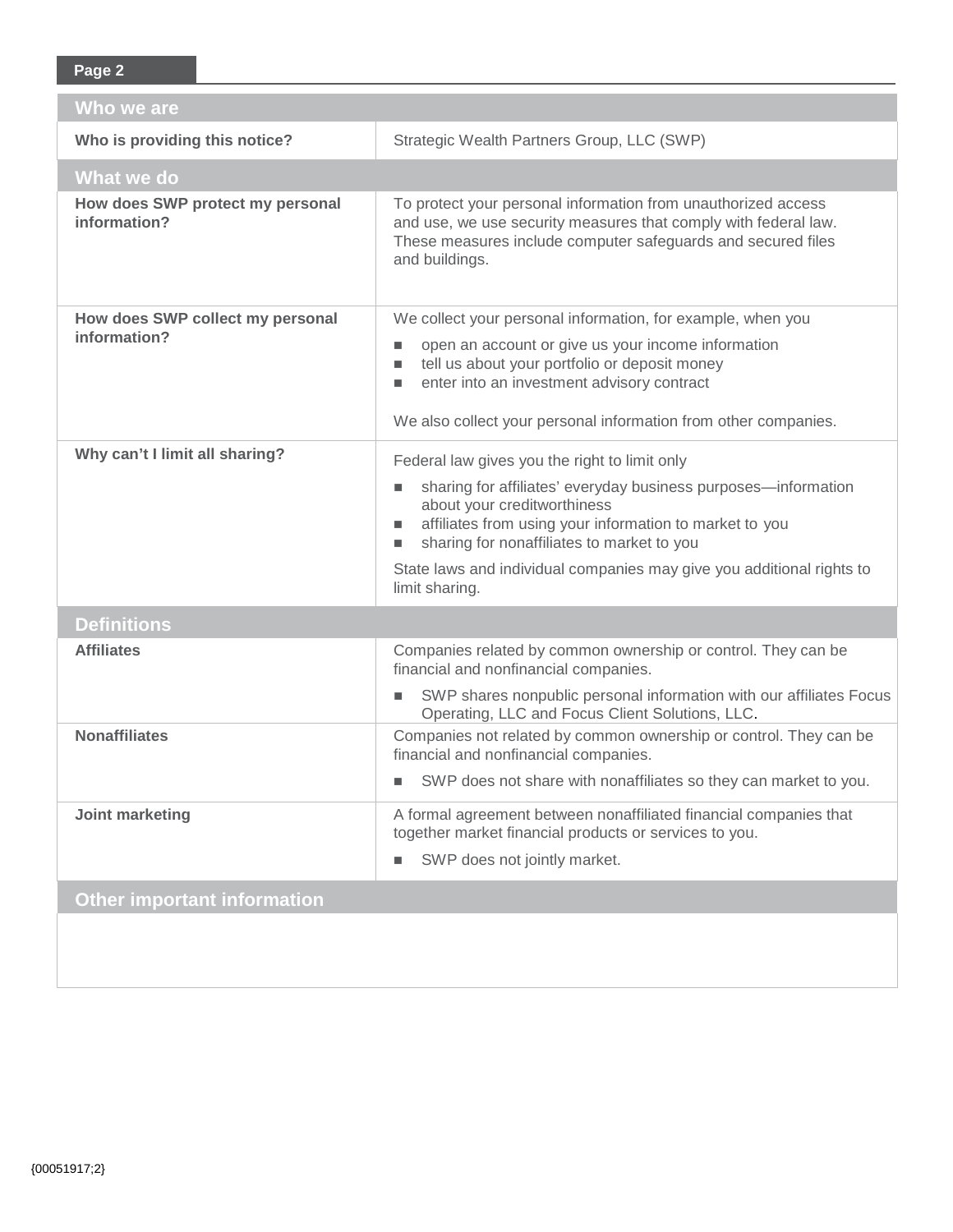| Who we are | |
|---|---|
| **Who is providing this notice?** | Strategic Wealth Partners Group, LLC (SWP) |

| What we do | |
|---|---|
| **How does SWP protect my personal information?** | To protect your personal information from unauthorized access and use, we use security measures that comply with federal law. These measures include computer safeguards and secured files and buildings. |
| **How does SWP collect my personal information?** | We collect your personal information, for example, when you<br>■ open an account or give us your income information<br>■ tell us about your portfolio or deposit money<br>■ enter into an investment advisory contract<br><br>We also collect your personal information from other companies. |
| **Why can't I limit all sharing?** | Federal law gives you the right to limit only<br>■ sharing for affiliates' everyday business purposes—information about your creditworthiness<br>■ affiliates from using your information to market to you<br>■ sharing for nonaffiliates to market to you<br><br>State laws and individual companies may give you additional rights to limit sharing. |

| Definitions | |
|---|---|
| **Affiliates** | Companies related by common ownership or control. They can be financial and nonfinancial companies.<br>■ SWP shares nonpublic personal information with our affiliates Focus Operating, LLC and Focus Client Solutions, LLC. |
| **Nonaffiliates** | Companies not related by common ownership or control. They can be financial and nonfinancial companies.<br>■ SWP does not share with nonaffiliates so they can market to you. |
| **Joint marketing** | A formal agreement between nonaffiliated financial companies that together market financial products or services to you.<br>■ SWP does not jointly market. |

## Other important information

{00051917;2}